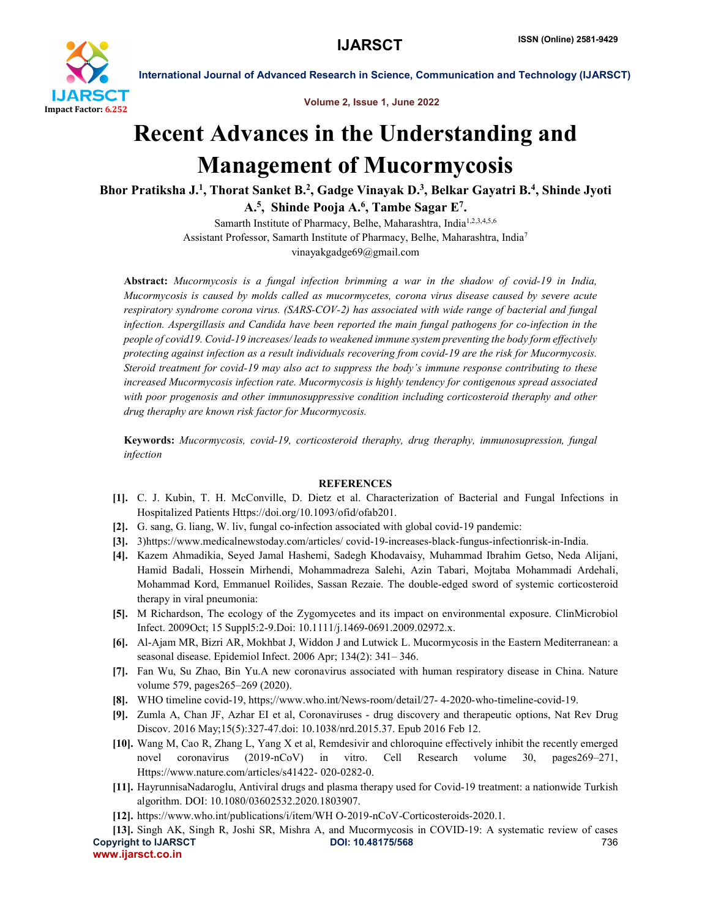# Recent Advances in the Understanding and Management of Mucormycosis

**Bhor Pratiksha J.[1], Thorat Sanket B.[2], Gadge Vinayak D.[3], Belkar Gayatri B.[4], Shinde Jyoti A.[5], Shinde Pooja A.[6], Tambe Sagar E[7].**

Samarth Institute of Pharmacy, Belhe, Maharashtra, India[1,2,3,4,5,6]
Assistant Professor, Samarth Institute of Pharmacy, Belhe, Maharashtra, India[7]
vinayakgadge69@gmail.com

**Abstract:** *Mucormycosis is a fungal infection brimming a war in the shadow of covid-19 in India, Mucormycosis is caused by molds called as mucormycetes, corona virus disease caused by severe acute respiratory syndrome corona virus. (SARS-COV-2) has associated with wide range of bacterial and fungal infection. Aspergillasis and Candida have been reported the main fungal pathogens for co-infection in the people of covid19. Covid-19 increases/ leads to weakened immune system preventing the body form effectively protecting against infection as a result individuals recovering from covid-19 are the risk for Mucormycosis. Steroid treatment for covid-19 may also act to suppress the body's immune response contributing to these increased Mucormycosis infection rate. Mucormycosis is highly tendency for contigenous spread associated with poor progenosis and other immunosuppressive condition including corticosteroid theraphy and other drug theraphy are known risk factor for Mucormycosis.*

**Keywords:** *Mucormycosis, covid-19, corticosteroid theraphy, drug theraphy, immunosupression, fungal infection*

## REFERENCES

- **[1].** C. J. Kubin, T. H. McConville, D. Dietz et al. Characterization of Bacterial and Fungal Infections in Hospitalized Patients Https://doi.org/10.1093/ofid/ofab201.
- **[2].** G. sang, G. liang, W. liv, fungal co-infection associated with global covid-19 pandemic:
- **[3].** 3)https://www.medicalnewstoday.com/articles/ covid-19-increases-black-fungus-infectionrisk-in-India.
- **[4].** Kazem Ahmadikia, Seyed Jamal Hashemi, Sadegh Khodavaisy, Muhammad Ibrahim Getso, Neda Alijani, Hamid Badali, Hossein Mirhendi, Mohammadreza Salehi, Azin Tabari, Mojtaba Mohammadi Ardehali, Mohammad Kord, Emmanuel Roilides, Sassan Rezaie. The double-edged sword of systemic corticosteroid therapy in viral pneumonia:
- **[5].** M Richardson, The ecology of the Zygomycetes and its impact on environmental exposure. ClinMicrobiol Infect. 2009Oct; 15 Suppl5:2-9.Doi: 10.1111/j.1469-0691.2009.02972.x.
- **[6].** Al-Ajam MR, Bizri AR, Mokhbat J, Widdon J and Lutwick L. Mucormycosis in the Eastern Mediterranean: a seasonal disease. Epidemiol Infect. 2006 Apr; 134(2): 341– 346.
- **[7].** Fan Wu, Su Zhao, Bin Yu.A new coronavirus associated with human respiratory disease in China. Nature volume 579, pages265–269 (2020).
- **[8].** WHO timeline covid-19, https;//www.who.int/News-room/detail/27- 4-2020-who-timeline-covid-19.
- **[9].** Zumla A, Chan JF, Azhar EI et al, Coronaviruses - drug discovery and therapeutic options, Nat Rev Drug Discov. 2016 May;15(5):327-47.doi: 10.1038/nrd.2015.37. Epub 2016 Feb 12.
- **[10].** Wang M, Cao R, Zhang L, Yang X et al, Remdesivir and chloroquine effectively inhibit the recently emerged novel coronavirus (2019-nCoV) in vitro. Cell Research volume 30, pages269–271, Https://www.nature.com/articles/s41422- 020-0282-0.
- **[11].** HayrunnisaNadaroglu, Antiviral drugs and plasma therapy used for Covid-19 treatment: a nationwide Turkish algorithm. DOI: 10.1080/03602532.2020.1803907.
- **[12].** https://www.who.int/publications/i/item/WH O-2019-nCoV-Corticosteroids-2020.1.
- **[13].** Singh AK, Singh R, Joshi SR, Mishra A, and Mucormycosis in COVID-19: A systematic review of cases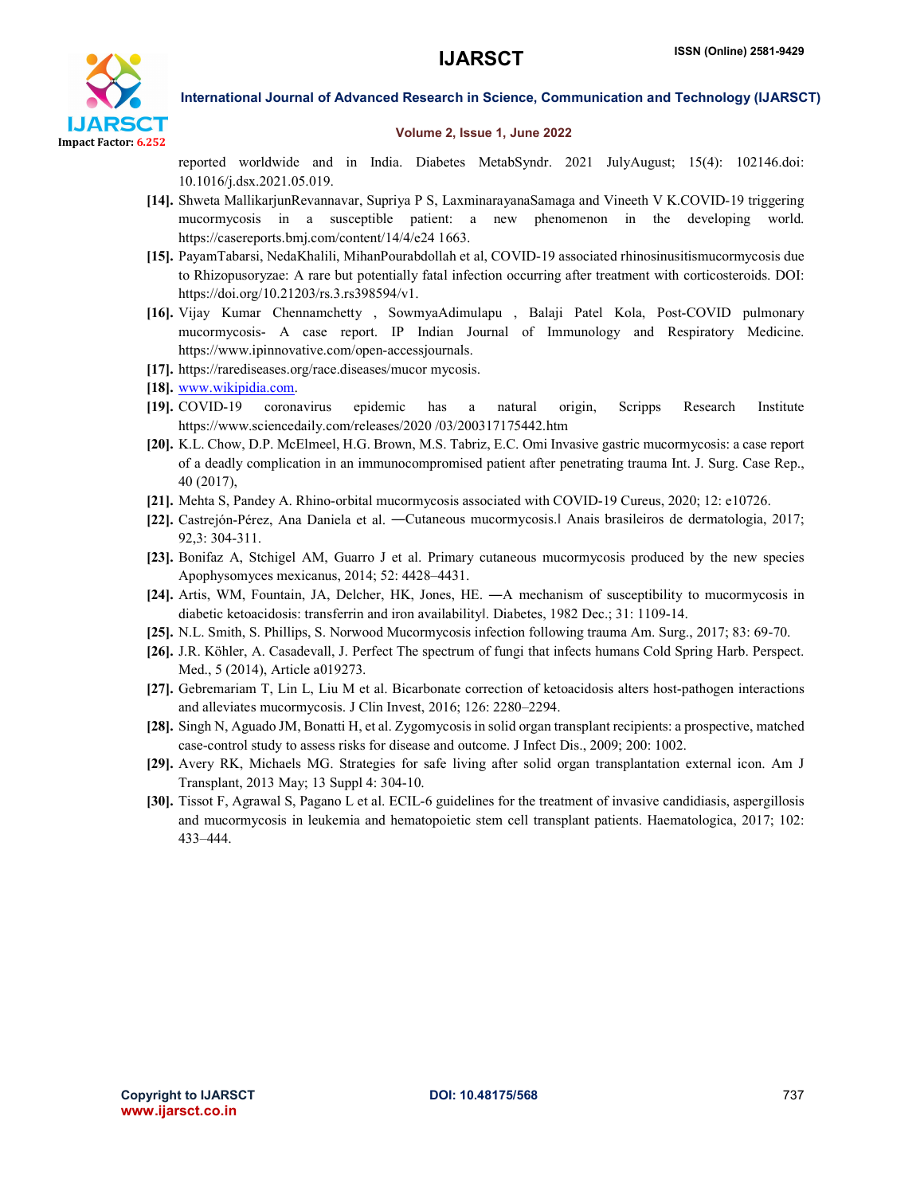reported worldwide and in India. Diabetes MetabSyndr. 2021 JulyAugust; 15(4): 102146.doi: 10.1016/j.dsx.2021.05.019.

[14]. Shweta MallikarjunRevannavar, Supriya P S, LaxminarayanaSamaga and Vineeth V K.COVID-19 triggering mucormycosis in a susceptible patient: a new phenomenon in the developing world. https://casereports.bmj.com/content/14/4/e24 1663.

[15]. PayamTabarsi, NedaKhalili, MihanPourabdollah et al, COVID-19 associated rhinosinusitismucormycosis due to Rhizopusoryzae: A rare but potentially fatal infection occurring after treatment with corticosteroids. DOI: https://doi.org/10.21203/rs.3.rs398594/v1.

[16]. Vijay Kumar Chennamchetty , SowmyaAdimulapu , Balaji Patel Kola, Post-COVID pulmonary mucormycosis- A case report. IP Indian Journal of Immunology and Respiratory Medicine. https://www.ipinnovative.com/open-accessjournals.

[17]. https://rarediseases.org/race.diseases/mucor mycosis.

[18]. www.wikipidia.com.

[19]. COVID-19 coronavirus epidemic has a natural origin, Scripps Research Institute https://www.sciencedaily.com/releases/2020 /03/200317175442.htm

[20]. K.L. Chow, D.P. McElmeel, H.G. Brown, M.S. Tabriz, E.C. Omi Invasive gastric mucormycosis: a case report of a deadly complication in an immunocompromised patient after penetrating trauma Int. J. Surg. Case Rep., 40 (2017),

[21]. Mehta S, Pandey A. Rhino-orbital mucormycosis associated with COVID-19 Cureus, 2020; 12: e10726.

[22]. Castrejón-Pérez, Ana Daniela et al. ―Cutaneous mucormycosis.‖ Anais brasileiros de dermatologia, 2017; 92,3: 304-311.

[23]. Bonifaz A, Stchigel AM, Guarro J et al. Primary cutaneous mucormycosis produced by the new species Apophysomyces mexicanus, 2014; 52: 4428–4431.

[24]. Artis, WM, Fountain, JA, Delcher, HK, Jones, HE. ―A mechanism of susceptibility to mucormycosis in diabetic ketoacidosis: transferrin and iron availability‖. Diabetes, 1982 Dec.; 31: 1109-14.

[25]. N.L. Smith, S. Phillips, S. Norwood Mucormycosis infection following trauma Am. Surg., 2017; 83: 69-70.

[26]. J.R. Köhler, A. Casadevall, J. Perfect The spectrum of fungi that infects humans Cold Spring Harb. Perspect. Med., 5 (2014), Article a019273.

[27]. Gebremariam T, Lin L, Liu M et al. Bicarbonate correction of ketoacidosis alters host-pathogen interactions and alleviates mucormycosis. J Clin Invest, 2016; 126: 2280–2294.

[28]. Singh N, Aguado JM, Bonatti H, et al. Zygomycosis in solid organ transplant recipients: a prospective, matched case-control study to assess risks for disease and outcome. J Infect Dis., 2009; 200: 1002.

[29]. Avery RK, Michaels MG. Strategies for safe living after solid organ transplantation external icon. Am J Transplant, 2013 May; 13 Suppl 4: 304-10.

[30]. Tissot F, Agrawal S, Pagano L et al. ECIL-6 guidelines for the treatment of invasive candidiasis, aspergillosis and mucormycosis in leukemia and hematopoietic stem cell transplant patients. Haematologica, 2017; 102: 433–444.